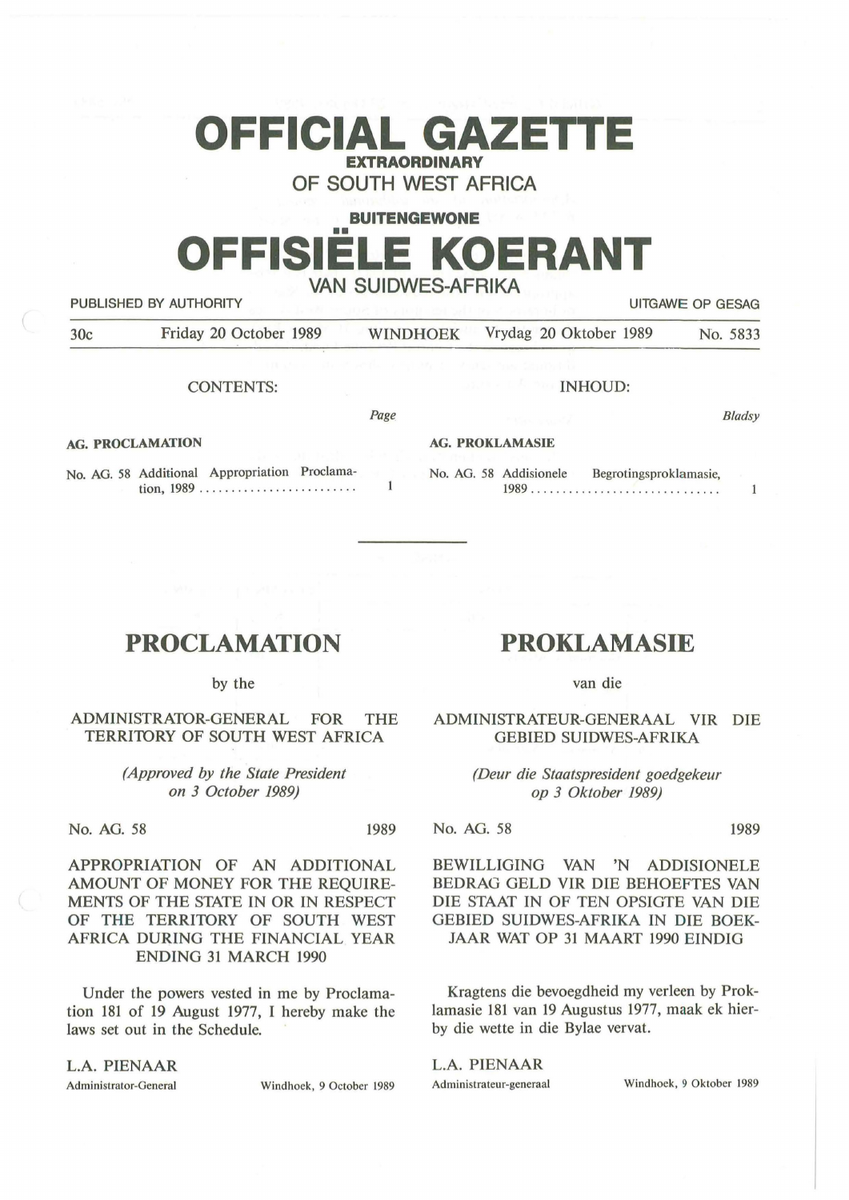# OFFICIAL GAZETTE

**EXTRAORDINARY**

OF SOUTH WEST AFRICA

**BUITENGEWONE**

# OFFISIËLE KOERANT

VAN SUIDWES-AFRIKA

PUBLISHED BY AUTHORITY — UITGAWE OP GESAG

30c — Friday 20 October 1989 — WINDHOEK — Vrydag 20 Oktober 1989 — No. 5833

CONTENTS:

| | Page |
|---|---|
| **AG. PROCLAMATION** | |
| No. AG. 58 Additional Appropriation Proclamation, 1989 | 1 |

INHOUD:

| | Bladsy |
|---|---|
| **AG. PROKLAMASIE** | |
| No. AG. 58 Addisionele Begrotingsproklamasie, 1989 | 1 |

---

## PROCLAMATION

by the

ADMINISTRATOR-GENERAL FOR THE TERRITORY OF SOUTH WEST AFRICA

*(Approved by the State President on 3 October 1989)*

No. AG. 58 — 1989

APPROPRIATION OF AN ADDITIONAL AMOUNT OF MONEY FOR THE REQUIREMENTS OF THE STATE IN OR IN RESPECT OF THE TERRITORY OF SOUTH WEST AFRICA DURING THE FINANCIAL YEAR ENDING 31 MARCH 1990

Under the powers vested in me by Proclamation 181 of 19 August 1977, I hereby make the laws set out in the Schedule.

L.A. PIENAAR
Administrator-General — Windhoek, 9 October 1989

## PROKLAMASIE

van die

ADMINISTRATEUR-GENERAAL VIR DIE GEBIED SUIDWES-AFRIKA

*(Deur die Staatspresident goedgekeur op 3 Oktober 1989)*

No. AG. 58 — 1989

BEWILLIGING VAN 'N ADDISIONELE BEDRAG GELD VIR DIE BEHOEFTES VAN DIE STAAT IN OF TEN OPSIGTE VAN DIE GEBIED SUIDWES-AFRIKA IN DIE BOEKJAAR WAT OP 31 MAART 1990 EINDIG

Kragtens die bevoegdheid my verleen by Proklamasie 181 van 19 Augustus 1977, maak ek hierby die wette in die Bylae vervat.

L.A. PIENAAR
Administrateur-generaal — Windhoek, 9 Oktober 1989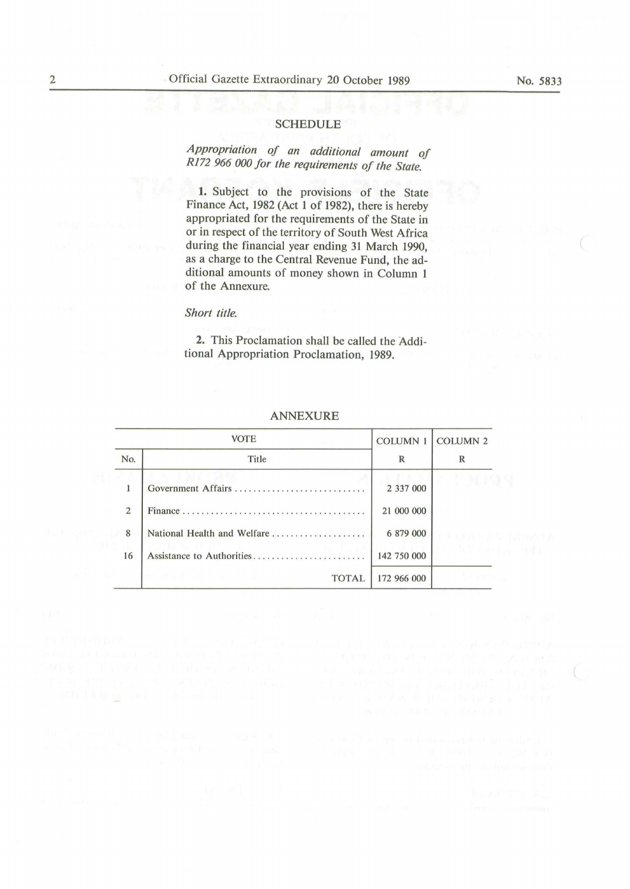## SCHEDULE

*Appropriation of an additional amount of R172 966 000 for the requirements of the State.*

**1.** Subject to the provisions of the State Finance Act, 1982 (Act 1 of 1982), there is hereby appropriated for the requirements of the State in or in respect of the territory of South West Africa during the financial year ending 31 March 1990, as a charge to the Central Revenue Fund, the additional amounts of money shown in Column 1 of the Annexure.

*Short title.*

**2.** This Proclamation shall be called the Additional Appropriation Proclamation, 1989.

## ANNEXURE

| VOTE | | COLUMN 1 | COLUMN 2 |
|---|---|---|---|
| No. | Title | R | R |
| 1 | Government Affairs ............................ | 2 337 000 | |
| 2 | Finance ....................................... | 21 000 000 | |
| 8 | National Health and Welfare .................... | 6 879 000 | |
| 16 | Assistance to Authorities ........................ | 142 750 000 | |
| | TOTAL | 172 966 000 | |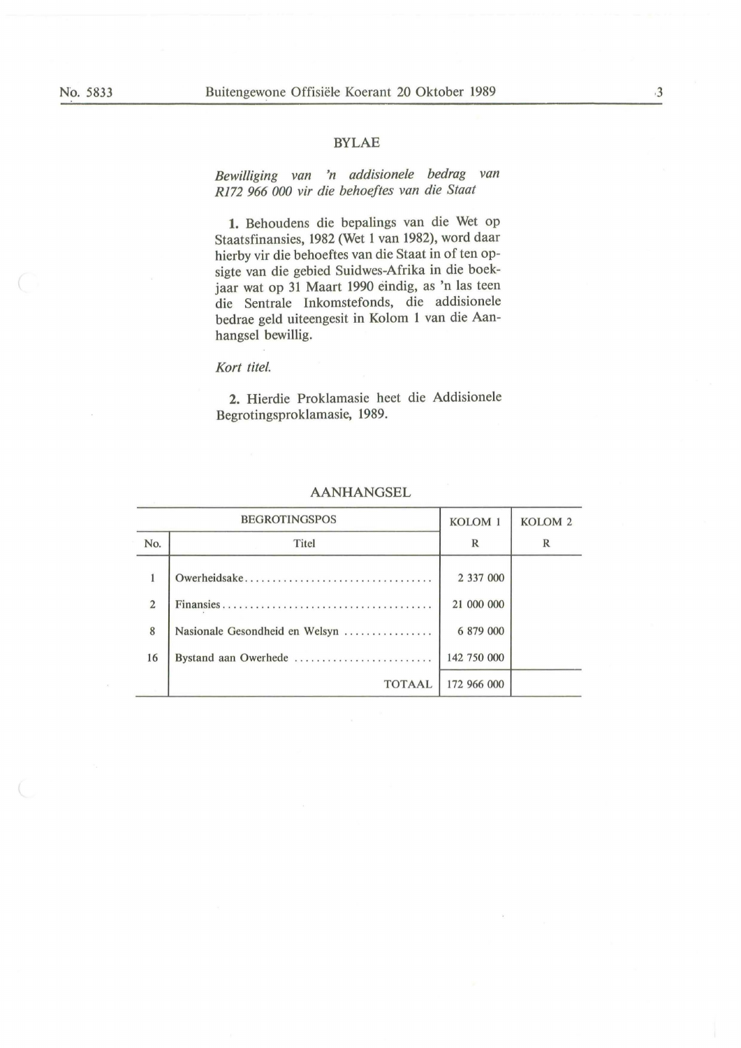# BYLAE

*Bewilliging van 'n addisionele bedrag van R172 966 000 vir die behoeftes van die Staat*

**1.** Behoudens die bepalings van die Wet op Staatsfinansies, 1982 (Wet 1 van 1982), word daar hierby vir die behoeftes van die Staat in of ten opsigte van die gebied Suidwes-Afrika in die boekjaar wat op 31 Maart 1990 eindig, as 'n las teen die Sentrale Inkomstefonds, die addisionele bedrae geld uiteengesit in Kolom 1 van die Aanhangsel bewillig.

*Kort titel.*

**2.** Hierdie Proklamasie heet die Addisionele Begrotingsproklamasie, 1989.

## AANHANGSEL

| BEGROTINGSPOS | | KOLOM 1 | KOLOM 2 |
|---|---|---|---|
| No. | Titel | R | R |
| 1 | Owerheidsake | 2 337 000 | |
| 2 | Finansies | 21 000 000 | |
| 8 | Nasionale Gesondheid en Welsyn | 6 879 000 | |
| 16 | Bystand aan Owerhede | 142 750 000 | |
| | TOTAAL | 172 966 000 | |